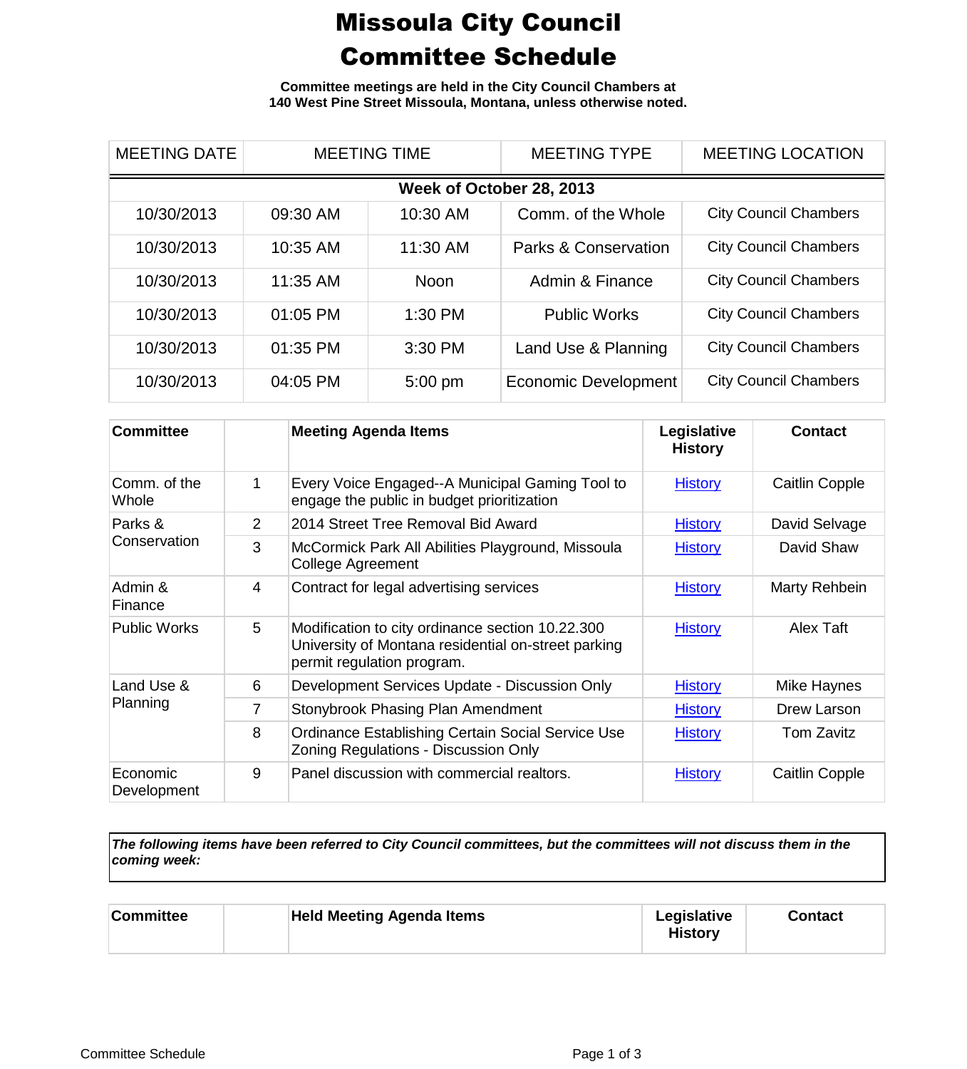# Missoula City Council Committee Schedule

**Committee meetings are held in the City Council Chambers at 140 West Pine Street Missoula, Montana, unless otherwise noted.**

| MEETING DATE | MEETING TIME | | MEETING TYPE | MEETING LOCATION |
|---|---|---|---|---|
| **Week of October 28, 2013** | | | | |
| 10/30/2013 | 09:30 AM | 10:30 AM | Comm. of the Whole | City Council Chambers |
| 10/30/2013 | 10:35 AM | 11:30 AM | Parks & Conservation | City Council Chambers |
| 10/30/2013 | 11:35 AM | Noon | Admin & Finance | City Council Chambers |
| 10/30/2013 | 01:05 PM | 1:30 PM | Public Works | City Council Chambers |
| 10/30/2013 | 01:35 PM | 3:30 PM | Land Use & Planning | City Council Chambers |
| 10/30/2013 | 04:05 PM | 5:00 pm | Economic Development | City Council Chambers |

| Committee | | Meeting Agenda Items | Legislative History | Contact |
|---|---|---|---|---|
| Comm. of the Whole | 1 | Every Voice Engaged--A Municipal Gaming Tool to engage the public in budget prioritization | History | Caitlin Copple |
| Parks & Conservation | 2 | 2014 Street Tree Removal Bid Award | History | David Selvage |
| | 3 | McCormick Park All Abilities Playground, Missoula College Agreement | History | David Shaw |
| Admin & Finance | 4 | Contract for legal advertising services | History | Marty Rehbein |
| Public Works | 5 | Modification to city ordinance section 10.22.300 University of Montana residential on-street parking permit regulation program. | History | Alex Taft |
| Land Use & Planning | 6 | Development Services Update - Discussion Only | History | Mike Haynes |
| | 7 | Stonybrook Phasing Plan Amendment | History | Drew Larson |
| | 8 | Ordinance Establishing Certain Social Service Use Zoning Regulations - Discussion Only | History | Tom Zavitz |
| Economic Development | 9 | Panel discussion with commercial realtors. | History | Caitlin Copple |

***The following items have been referred to City Council committees, but the committees will not discuss them in the coming week:***

| Committee | | Held Meeting Agenda Items | Legislative History | Contact |
|---|---|---|---|---|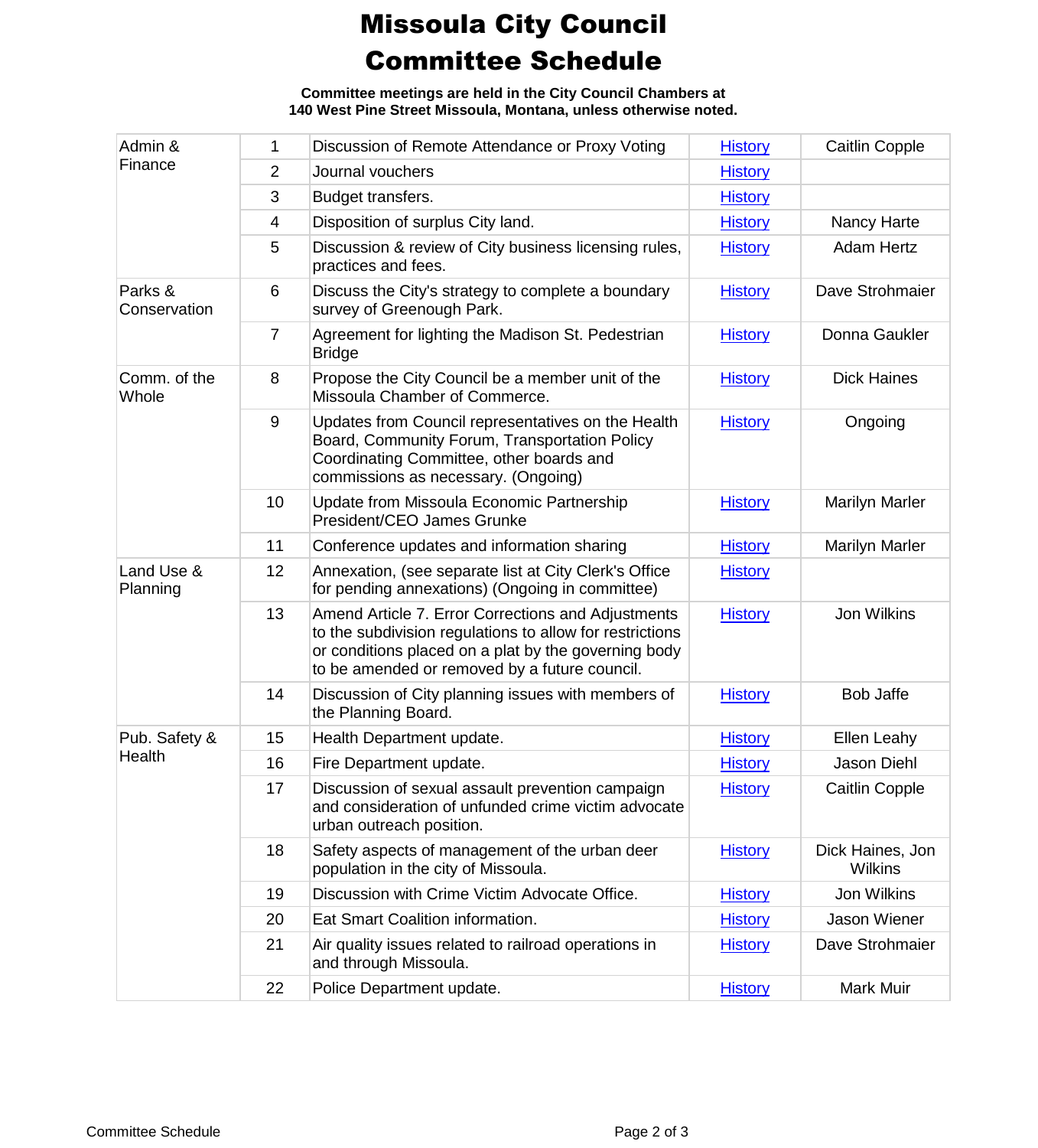# Missoula City Council Committee Schedule

**Committee meetings are held in the City Council Chambers at 140 West Pine Street Missoula, Montana, unless otherwise noted.**

| Committee | # | Item | History | Sponsor |
|---|---|---|---|---|
| Admin & Finance | 1 | Discussion of Remote Attendance or Proxy Voting | History | Caitlin Copple |
| | 2 | Journal vouchers | History | |
| | 3 | Budget transfers. | History | |
| | 4 | Disposition of surplus City land. | History | Nancy Harte |
| | 5 | Discussion & review of City business licensing rules, practices and fees. | History | Adam Hertz |
| Parks & Conservation | 6 | Discuss the City's strategy to complete a boundary survey of Greenough Park. | History | Dave Strohmaier |
| | 7 | Agreement for lighting the Madison St. Pedestrian Bridge | History | Donna Gaukler |
| Comm. of the Whole | 8 | Propose the City Council be a member unit of the Missoula Chamber of Commerce. | History | Dick Haines |
| | 9 | Updates from Council representatives on the Health Board, Community Forum, Transportation Policy Coordinating Committee, other boards and commissions as necessary. (Ongoing) | History | Ongoing |
| | 10 | Update from Missoula Economic Partnership President/CEO James Grunke | History | Marilyn Marler |
| | 11 | Conference updates and information sharing | History | Marilyn Marler |
| Land Use & Planning | 12 | Annexation, (see separate list at City Clerk's Office for pending annexations) (Ongoing in committee) | History | |
| | 13 | Amend Article 7. Error Corrections and Adjustments to the subdivision regulations to allow for restrictions or conditions placed on a plat by the governing body to be amended or removed by a future council. | History | Jon Wilkins |
| | 14 | Discussion of City planning issues with members of the Planning Board. | History | Bob Jaffe |
| Pub. Safety & Health | 15 | Health Department update. | History | Ellen Leahy |
| | 16 | Fire Department update. | History | Jason Diehl |
| | 17 | Discussion of sexual assault prevention campaign and consideration of unfunded crime victim advocate urban outreach position. | History | Caitlin Copple |
| | 18 | Safety aspects of management of the urban deer population in the city of Missoula. | History | Dick Haines, Jon Wilkins |
| | 19 | Discussion with Crime Victim Advocate Office. | History | Jon Wilkins |
| | 20 | Eat Smart Coalition information. | History | Jason Wiener |
| | 21 | Air quality issues related to railroad operations in and through Missoula. | History | Dave Strohmaier |
| | 22 | Police Department update. | History | Mark Muir |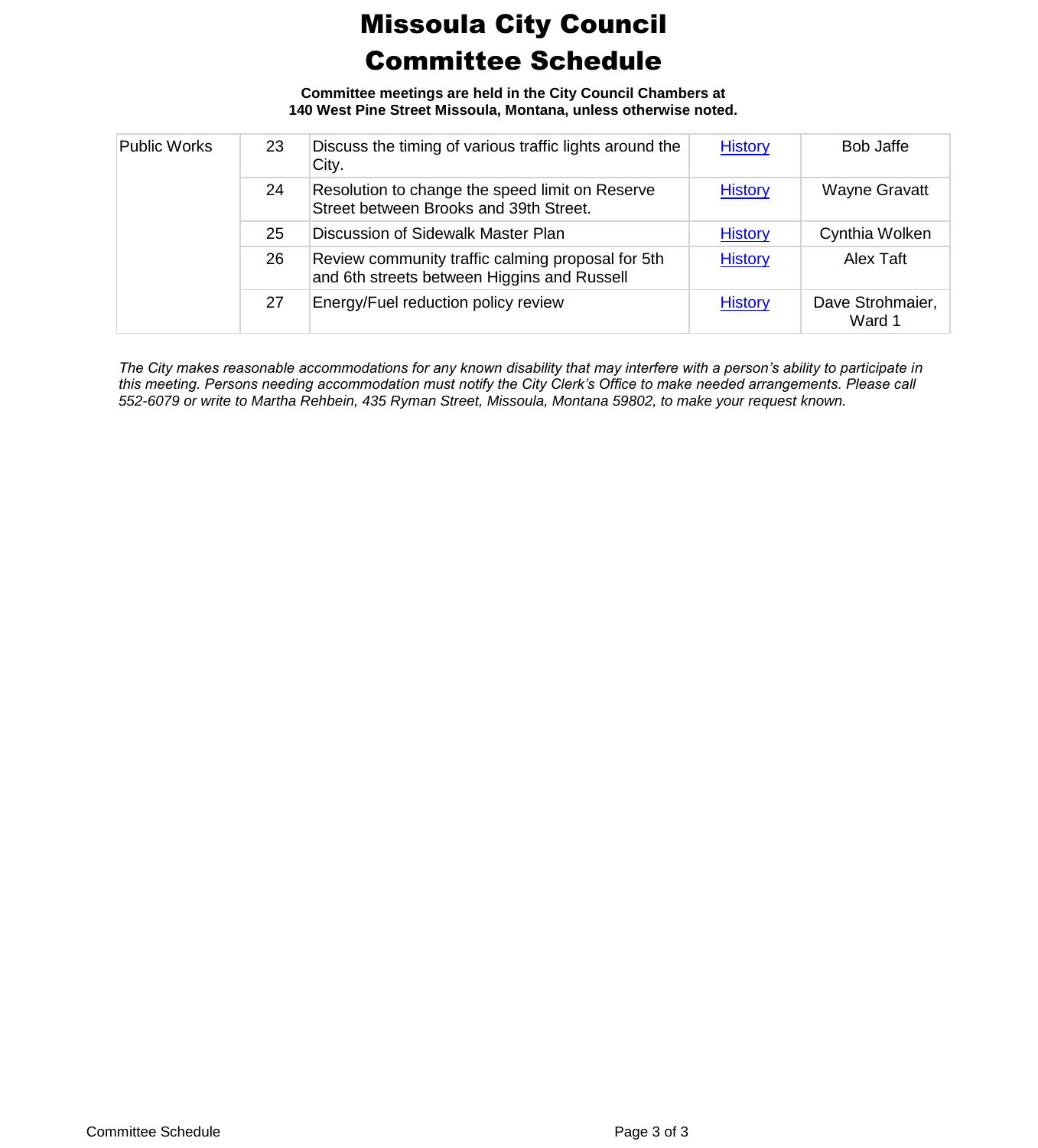# Missoula City Council
# Committee Schedule

**Committee meetings are held in the City Council Chambers at 140 West Pine Street Missoula, Montana, unless otherwise noted.**

| | | | | |
|---|---|---|---|---|
| Public Works | 23 | Discuss the timing of various traffic lights around the City. | History | Bob Jaffe |
| | 24 | Resolution to change the speed limit on Reserve Street between Brooks and 39th Street. | History | Wayne Gravatt |
| | 25 | Discussion of Sidewalk Master Plan | History | Cynthia Wolken |
| | 26 | Review community traffic calming proposal for 5th and 6th streets between Higgins and Russell | History | Alex Taft |
| | 27 | Energy/Fuel reduction policy review | History | Dave Strohmaier, Ward 1 |

*The City makes reasonable accommodations for any known disability that may interfere with a person's ability to participate in this meeting. Persons needing accommodation must notify the City Clerk's Office to make needed arrangements. Please call 552-6079 or write to Martha Rehbein, 435 Ryman Street, Missoula, Montana 59802, to make your request known.*